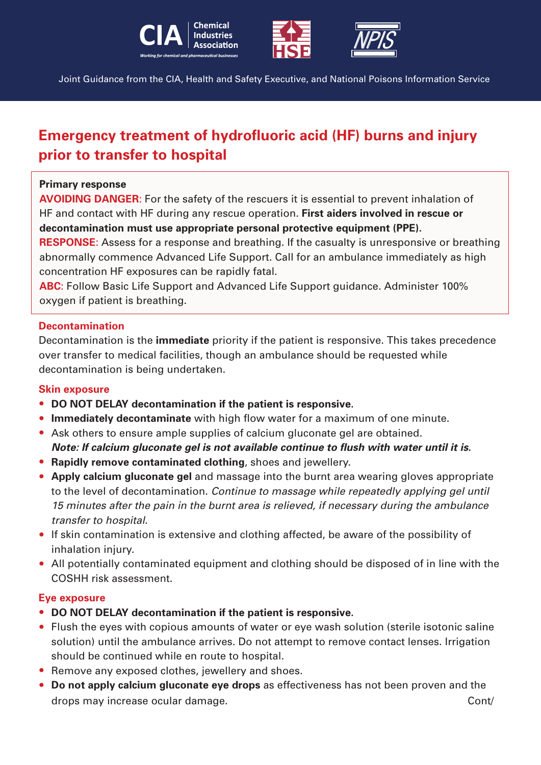Joint Guidance from the CIA, Health and Safety Executive, and National Poisons Information Service

# Emergency treatment of hydrofluoric acid (HF) burns and injury prior to transfer to hospital

**Primary response**

**AVOIDING DANGER**: For the safety of the rescuers it is essential to prevent inhalation of HF and contact with HF during any rescue operation. **First aiders involved in rescue or decontamination must use appropriate personal protective equipment (PPE).**

**RESPONSE**: Assess for a response and breathing. If the casualty is unresponsive or breathing abnormally commence Advanced Life Support. Call for an ambulance immediately as high concentration HF exposures can be rapidly fatal.

**ABC**: Follow Basic Life Support and Advanced Life Support guidance. Administer 100% oxygen if patient is breathing.

## Decontamination

Decontamination is the **immediate** priority if the patient is responsive. This takes precedence over transfer to medical facilities, though an ambulance should be requested while decontamination is being undertaken.

### Skin exposure

- **DO NOT DELAY decontamination if the patient is responsive.**
- **Immediately decontaminate** with high flow water for a maximum of one minute.
- Ask others to ensure ample supplies of calcium gluconate gel are obtained.
  ***Note: If calcium gluconate gel is not available continue to flush with water until it is.***
- **Rapidly remove contaminated clothing**, shoes and jewellery.
- **Apply calcium gluconate gel** and massage into the burnt area wearing gloves appropriate to the level of decontamination. *Continue to massage while repeatedly applying gel until 15 minutes after the pain in the burnt area is relieved, if necessary during the ambulance transfer to hospital.*
- If skin contamination is extensive and clothing affected, be aware of the possibility of inhalation injury.
- All potentially contaminated equipment and clothing should be disposed of in line with the COSHH risk assessment.

### Eye exposure

- **DO NOT DELAY decontamination if the patient is responsive.**
- Flush the eyes with copious amounts of water or eye wash solution (sterile isotonic saline solution) until the ambulance arrives. Do not attempt to remove contact lenses. Irrigation should be continued while en route to hospital.
- Remove any exposed clothes, jewellery and shoes.
- **Do not apply calcium gluconate eye drops** as effectiveness has not been proven and the drops may increase ocular damage.

Cont/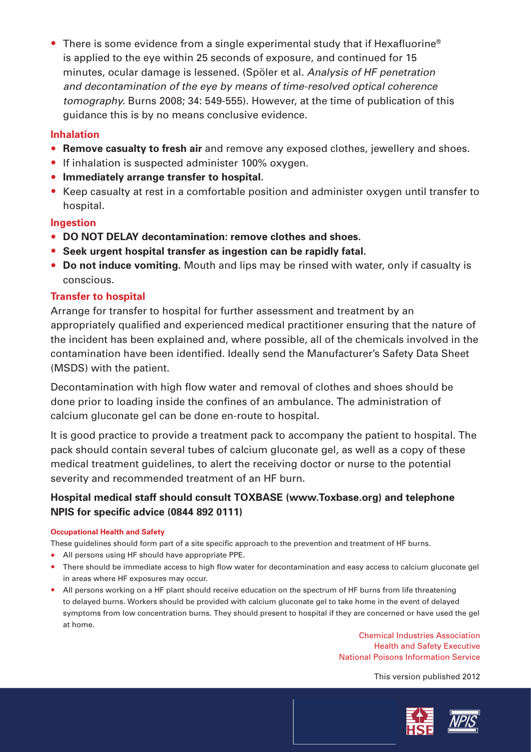- There is some evidence from a single experimental study that if Hexafluorine® is applied to the eye within 25 seconds of exposure, and continued for 15 minutes, ocular damage is lessened. (Spöler et al. *Analysis of HF penetration and decontamination of the eye by means of time-resolved optical coherence tomography.* Burns 2008; 34: 549-555). However, at the time of publication of this guidance this is by no means conclusive evidence.

### Inhalation

- **Remove casualty to fresh air** and remove any exposed clothes, jewellery and shoes.
- If inhalation is suspected administer 100% oxygen.
- **Immediately arrange transfer to hospital.**
- Keep casualty at rest in a comfortable position and administer oxygen until transfer to hospital.

### Ingestion

- **DO NOT DELAY decontamination: remove clothes and shoes.**
- **Seek urgent hospital transfer as ingestion can be rapidly fatal.**
- **Do not induce vomiting.** Mouth and lips may be rinsed with water, only if casualty is conscious.

### Transfer to hospital

Arrange for transfer to hospital for further assessment and treatment by an appropriately qualified and experienced medical practitioner ensuring that the nature of the incident has been explained and, where possible, all of the chemicals involved in the contamination have been identified. Ideally send the Manufacturer's Safety Data Sheet (MSDS) with the patient.

Decontamination with high flow water and removal of clothes and shoes should be done prior to loading inside the confines of an ambulance. The administration of calcium gluconate gel can be done en-route to hospital.

It is good practice to provide a treatment pack to accompany the patient to hospital. The pack should contain several tubes of calcium gluconate gel, as well as a copy of these medical treatment guidelines, to alert the receiving doctor or nurse to the potential severity and recommended treatment of an HF burn.

**Hospital medical staff should consult TOXBASE (www.Toxbase.org) and telephone NPIS for specific advice (0844 892 0111)**

#### Occupational Health and Safety

These guidelines should form part of a site specific approach to the prevention and treatment of HF burns.

- All persons using HF should have appropriate PPE.
- There should be immediate access to high flow water for decontamination and easy access to calcium gluconate gel in areas where HF exposures may occur.
- All persons working on a HF plant should receive education on the spectrum of HF burns from life threatening to delayed burns. Workers should be provided with calcium gluconate gel to take home in the event of delayed symptoms from low concentration burns. They should present to hospital if they are concerned or have used the gel at home.

Chemical Industries Association
Health and Safety Executive
National Poisons Information Service

This version published 2012